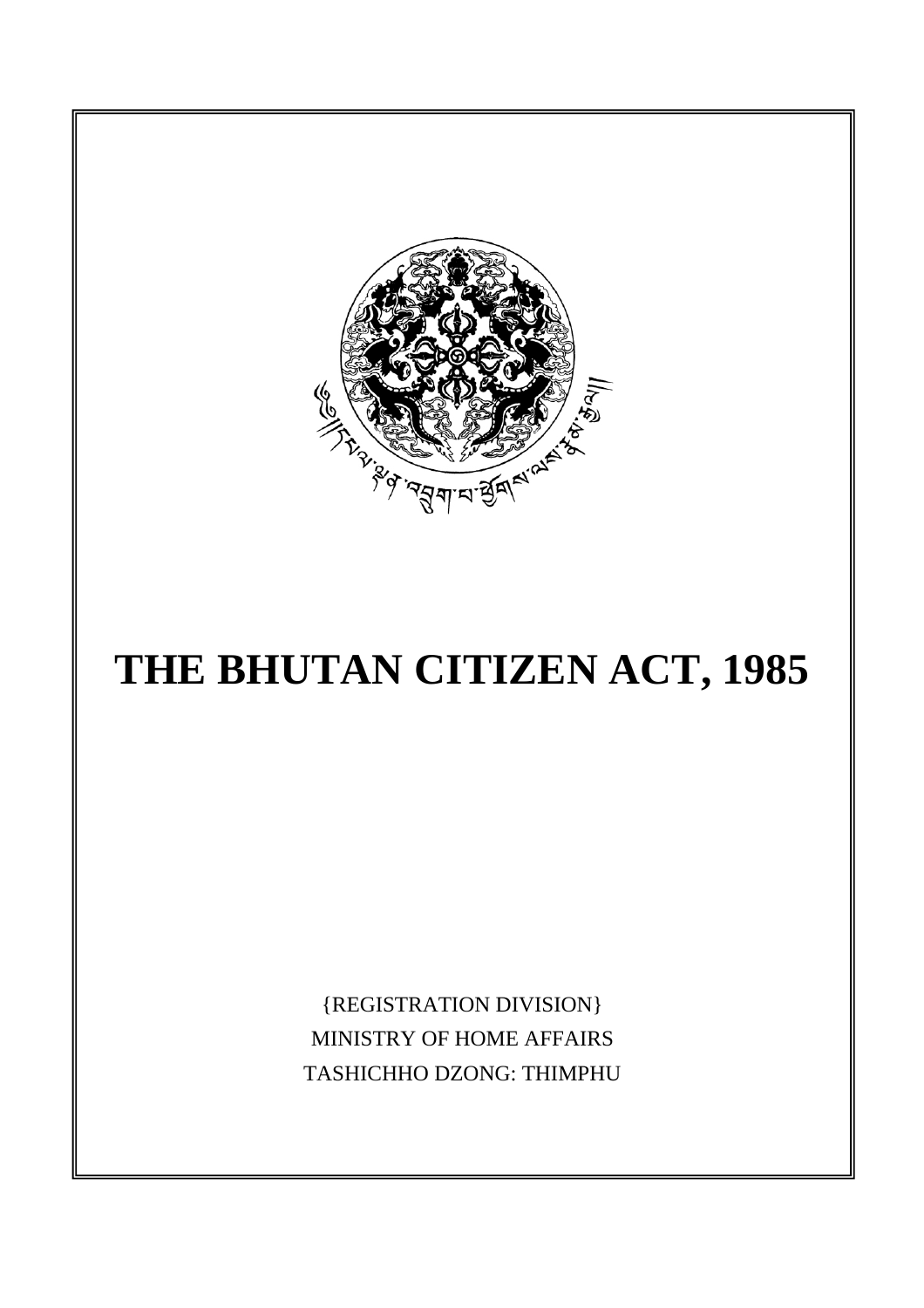# THE BHUTAN CITIZEN ACT, 1985

{REGISTRATION DIVISION}

MINISTRY OF HOME AFFAIRS

TASHICHHO DZONG: THIMPHU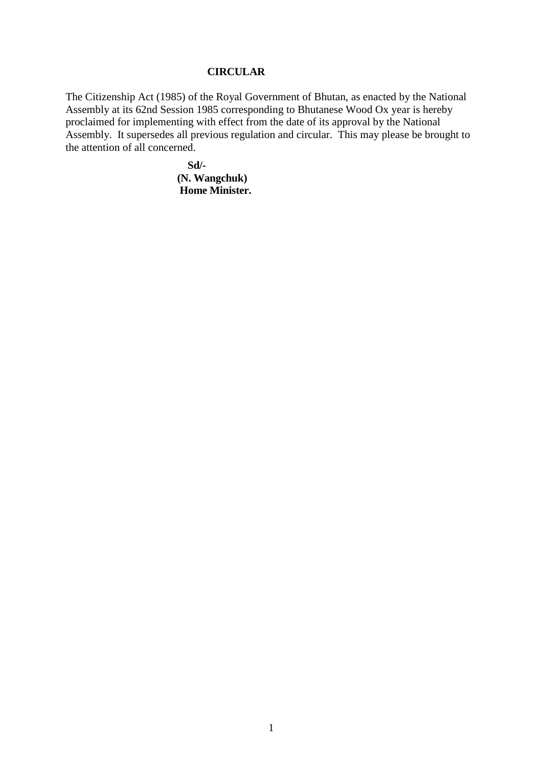# CIRCULAR

The Citizenship Act (1985) of the Royal Government of Bhutan, as enacted by the National Assembly at its 62nd Session 1985 corresponding to Bhutanese Wood Ox year is hereby proclaimed for implementing with effect from the date of its approval by the National Assembly. It supersedes all previous regulation and circular. This may please be brought to the attention of all concerned.

**Sd/-**
**(N. Wangchuk)**
**Home Minister.**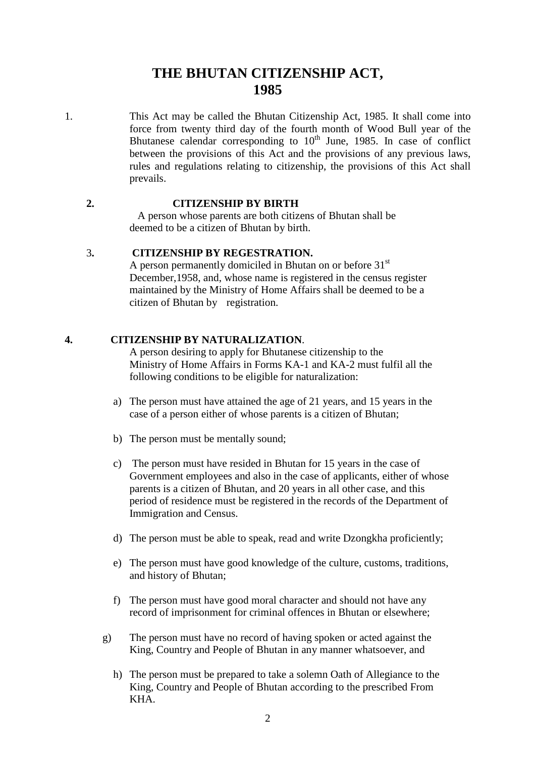# THE BHUTAN CITIZENSHIP ACT, 1985

1. This Act may be called the Bhutan Citizenship Act, 1985. It shall come into force from twenty third day of the fourth month of Wood Bull year of the Bhutanese calendar corresponding to 10th June, 1985. In case of conflict between the provisions of this Act and the provisions of any previous laws, rules and regulations relating to citizenship, the provisions of this Act shall prevails.

**2. CITIZENSHIP BY BIRTH**

A person whose parents are both citizens of Bhutan shall be deemed to be a citizen of Bhutan by birth.

**3. CITIZENSHIP BY REGESTRATION.**

A person permanently domiciled in Bhutan on or before 31st December,1958, and, whose name is registered in the census register maintained by the Ministry of Home Affairs shall be deemed to be a citizen of Bhutan by registration.

**4. CITIZENSHIP BY NATURALIZATION.**

A person desiring to apply for Bhutanese citizenship to the Ministry of Home Affairs in Forms KA-1 and KA-2 must fulfil all the following conditions to be eligible for naturalization:

a) The person must have attained the age of 21 years, and 15 years in the case of a person either of whose parents is a citizen of Bhutan;

b) The person must be mentally sound;

c) The person must have resided in Bhutan for 15 years in the case of Government employees and also in the case of applicants, either of whose parents is a citizen of Bhutan, and 20 years in all other case, and this period of residence must be registered in the records of the Department of Immigration and Census.

d) The person must be able to speak, read and write Dzongkha proficiently;

e) The person must have good knowledge of the culture, customs, traditions, and history of Bhutan;

f) The person must have good moral character and should not have any record of imprisonment for criminal offences in Bhutan or elsewhere;

g) The person must have no record of having spoken or acted against the King, Country and People of Bhutan in any manner whatsoever, and

h) The person must be prepared to take a solemn Oath of Allegiance to the King, Country and People of Bhutan according to the prescribed From KHA.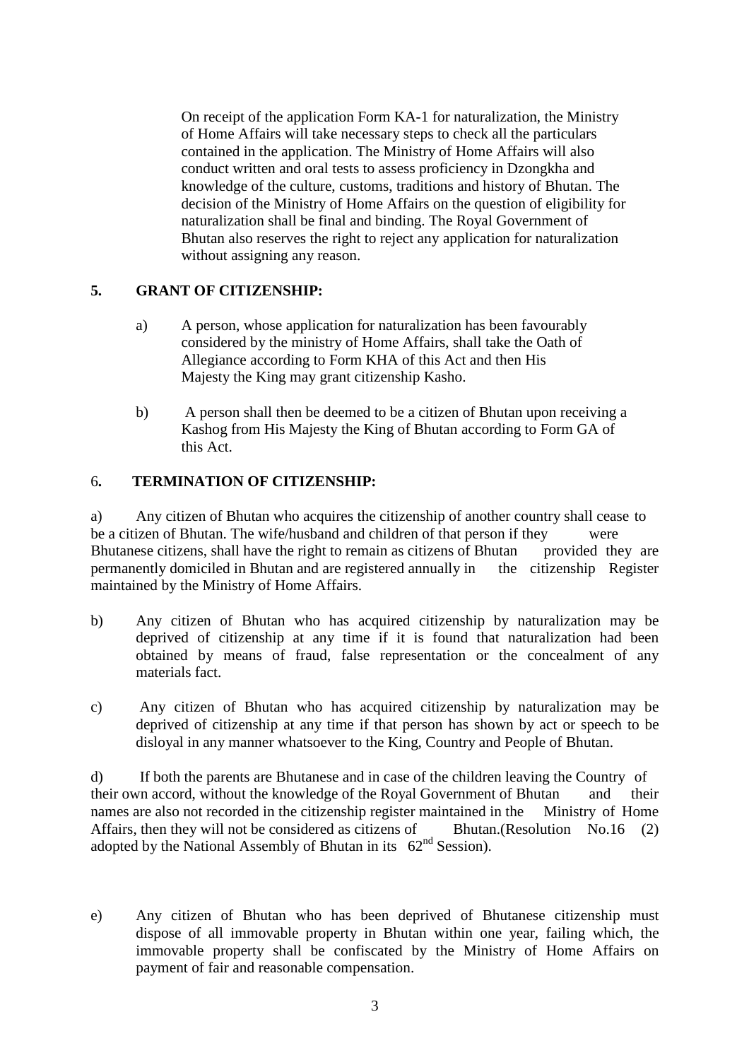On receipt of the application Form KA-1 for naturalization, the Ministry of Home Affairs will take necessary steps to check all the particulars contained in the application. The Ministry of Home Affairs will also conduct written and oral tests to assess proficiency in Dzongkha and knowledge of the culture, customs, traditions and history of Bhutan. The decision of the Ministry of Home Affairs on the question of eligibility for naturalization shall be final and binding. The Royal Government of Bhutan also reserves the right to reject any application for naturalization without assigning any reason.

## 5. GRANT OF CITIZENSHIP:

a) A person, whose application for naturalization has been favourably considered by the ministry of Home Affairs, shall take the Oath of Allegiance according to Form KHA of this Act and then His Majesty the King may grant citizenship Kasho.

b) A person shall then be deemed to be a citizen of Bhutan upon receiving a Kashog from His Majesty the King of Bhutan according to Form GA of this Act.

## 6. TERMINATION OF CITIZENSHIP:

a) Any citizen of Bhutan who acquires the citizenship of another country shall cease to be a citizen of Bhutan. The wife/husband and children of that person if they were Bhutanese citizens, shall have the right to remain as citizens of Bhutan provided they are permanently domiciled in Bhutan and are registered annually in the citizenship Register maintained by the Ministry of Home Affairs.

b) Any citizen of Bhutan who has acquired citizenship by naturalization may be deprived of citizenship at any time if it is found that naturalization had been obtained by means of fraud, false representation or the concealment of any materials fact.

c) Any citizen of Bhutan who has acquired citizenship by naturalization may be deprived of citizenship at any time if that person has shown by act or speech to be disloyal in any manner whatsoever to the King, Country and People of Bhutan.

d) If both the parents are Bhutanese and in case of the children leaving the Country of their own accord, without the knowledge of the Royal Government of Bhutan and their names are also not recorded in the citizenship register maintained in the Ministry of Home Affairs, then they will not be considered as citizens of Bhutan.(Resolution No.16 (2) adopted by the National Assembly of Bhutan in its 62nd Session).

e) Any citizen of Bhutan who has been deprived of Bhutanese citizenship must dispose of all immovable property in Bhutan within one year, failing which, the immovable property shall be confiscated by the Ministry of Home Affairs on payment of fair and reasonable compensation.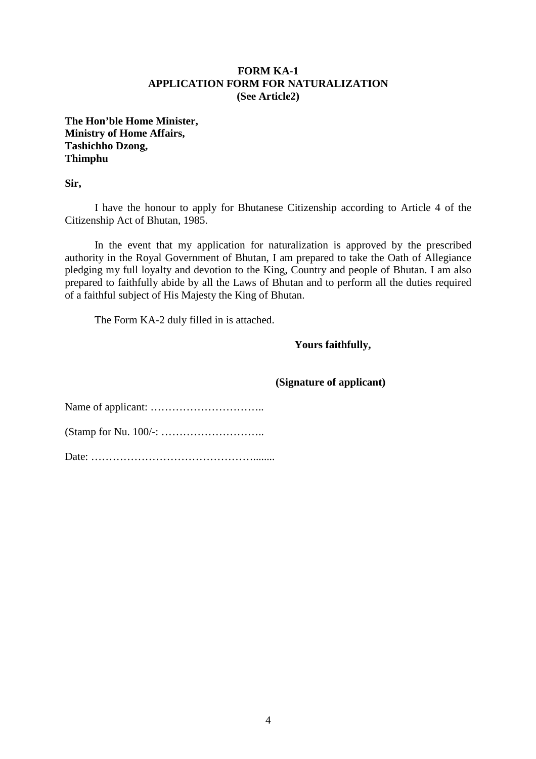**FORM KA-1**
**APPLICATION FORM FOR NATURALIZATION**
**(See Article2)**

**The Hon'ble Home Minister,**
**Ministry of Home Affairs,**
**Tashichho Dzong,**
**Thimphu**

**Sir,**

I have the honour to apply for Bhutanese Citizenship according to Article 4 of the Citizenship Act of Bhutan, 1985.

In the event that my application for naturalization is approved by the prescribed authority in the Royal Government of Bhutan, I am prepared to take the Oath of Allegiance pledging my full loyalty and devotion to the King, Country and people of Bhutan. I am also prepared to faithfully abide by all the Laws of Bhutan and to perform all the duties required of a faithful subject of His Majesty the King of Bhutan.

The Form KA-2 duly filled in is attached.

**Yours faithfully,**

**(Signature of applicant)**

Name of applicant: …………………………..

(Stamp for Nu. 100/-: ………………………..

Date: ……………………………………........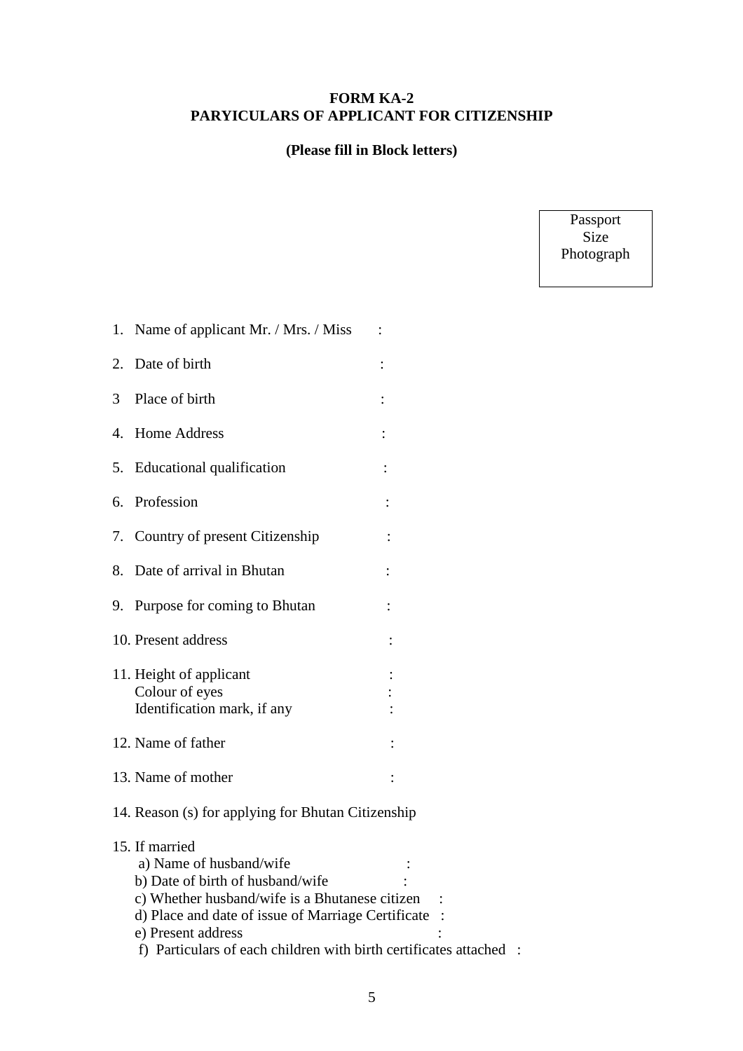**FORM KA-2**
**PARYICULARS OF APPLICANT FOR CITIZENSHIP**

**(Please fill in Block letters)**

Passport Size Photograph

1. Name of applicant Mr. / Mrs. / Miss :
2. Date of birth :
3. Place of birth :
4. Home Address :
5. Educational qualification :
6. Profession :
7. Country of present Citizenship :
8. Date of arrival in Bhutan :
9. Purpose for coming to Bhutan :
10. Present address :
11. Height of applicant :
    Colour of eyes :
    Identification mark, if any :
12. Name of father :
13. Name of mother :
14. Reason (s) for applying for Bhutan Citizenship
15. If married
    a) Name of husband/wife :
    b) Date of birth of husband/wife :
    c) Whether husband/wife is a Bhutanese citizen :
    d) Place and date of issue of Marriage Certificate :
    e) Present address :
    f) Particulars of each children with birth certificates attached :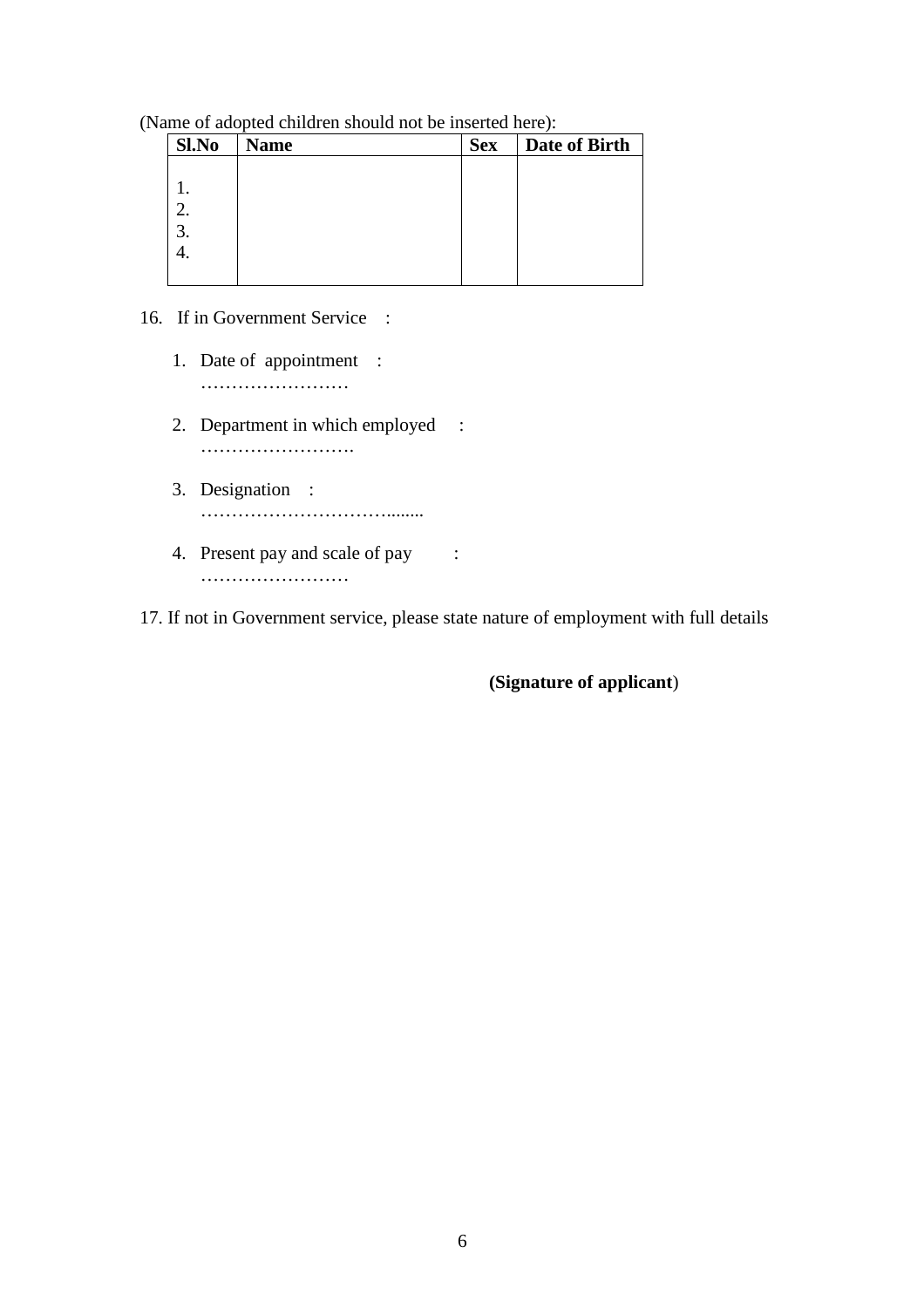(Name of adopted children should not be inserted here):

| Sl.No | Name | Sex | Date of Birth |
|---|---|---|---|
| 1. | | | |
| 2. | | | |
| 3. | | | |
| 4. | | | |

16. If in Government Service :

    1. Date of appointment : ……………………
    2. Department in which employed : …………………….
    3. Designation : …………………………........
    4. Present pay and scale of pay : ……………………

17. If not in Government service, please state nature of employment with full details

**(Signature of applicant**)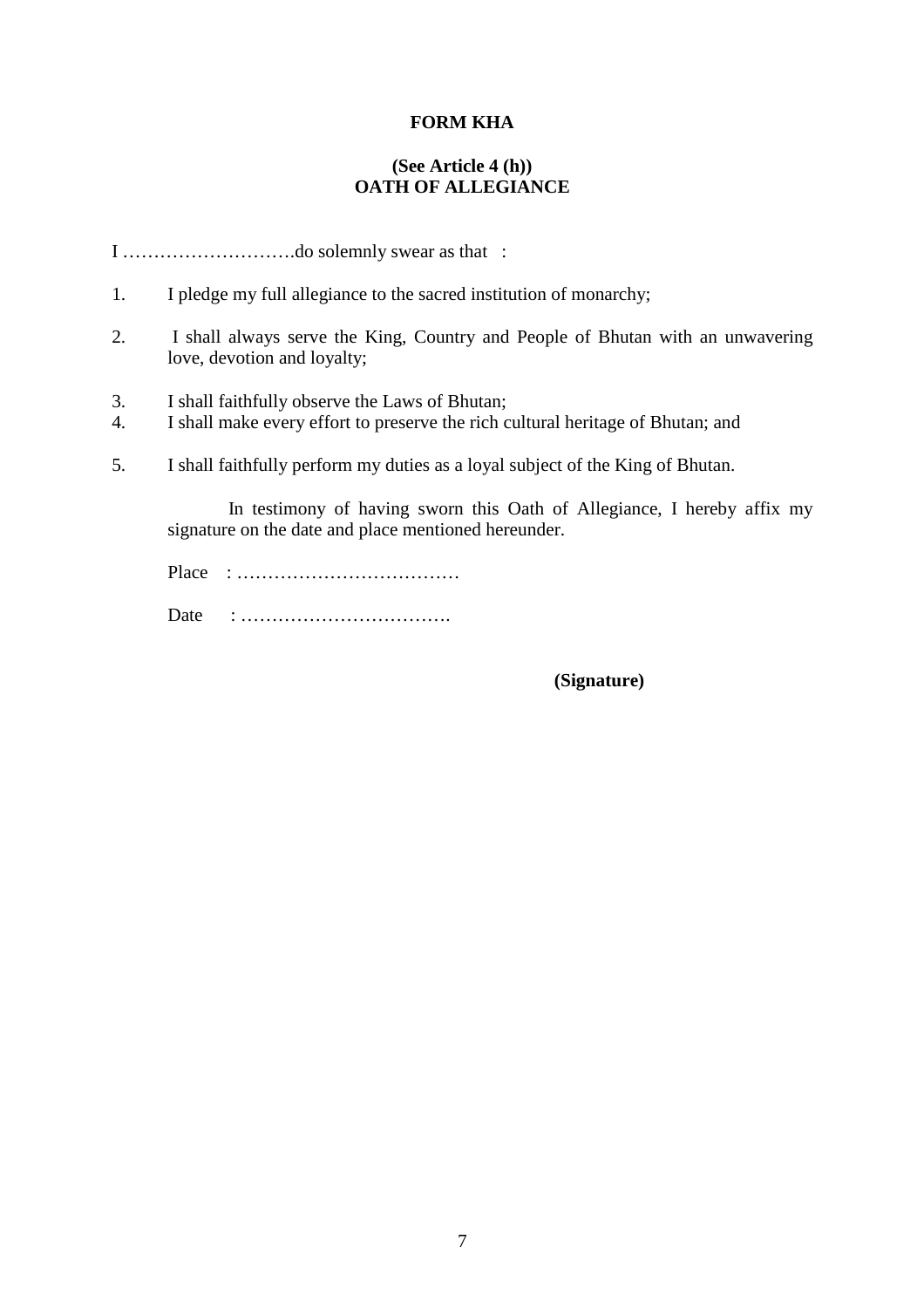**FORM KHA**

**(See Article 4 (h))**
**OATH OF ALLEGIANCE**

I ……………………….do solemnly swear as that :

1. I pledge my full allegiance to the sacred institution of monarchy;

2. I shall always serve the King, Country and People of Bhutan with an unwavering love, devotion and loyalty;

3. I shall faithfully observe the Laws of Bhutan;
4. I shall make every effort to preserve the rich cultural heritage of Bhutan; and

5. I shall faithfully perform my duties as a loyal subject of the King of Bhutan.

In testimony of having sworn this Oath of Allegiance, I hereby affix my signature on the date and place mentioned hereunder.

Place : ………………………………

Date : …………………………….

**(Signature)**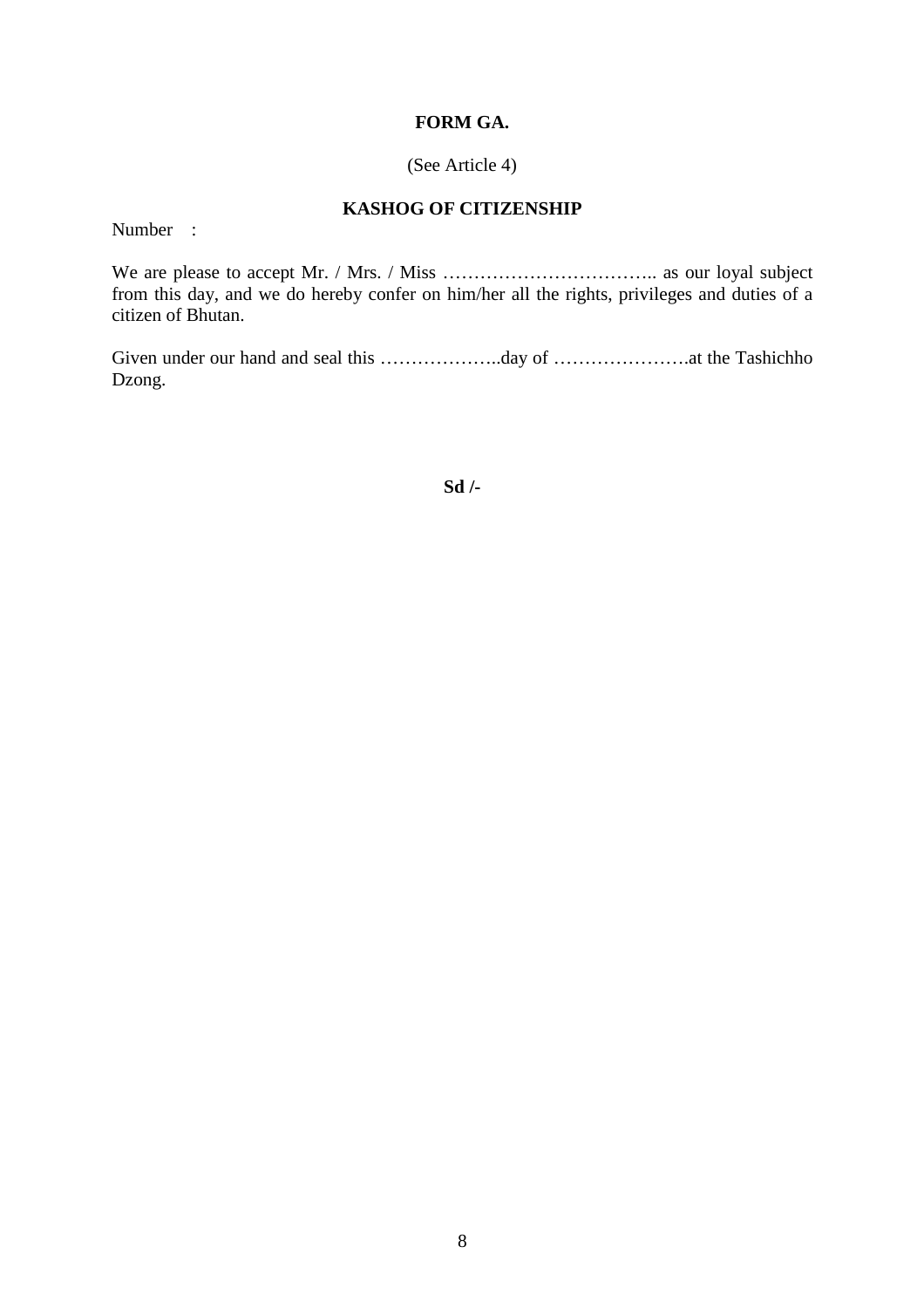**FORM GA.**

(See Article 4)

**KASHOG OF CITIZENSHIP**

Number :

We are please to accept Mr. / Mrs. / Miss …………………………….. as our loyal subject from this day, and we do hereby confer on him/her all the rights, privileges and duties of a citizen of Bhutan.

Given under our hand and seal this ………………..day of ………………….at the Tashichho Dzong.

**Sd /-**